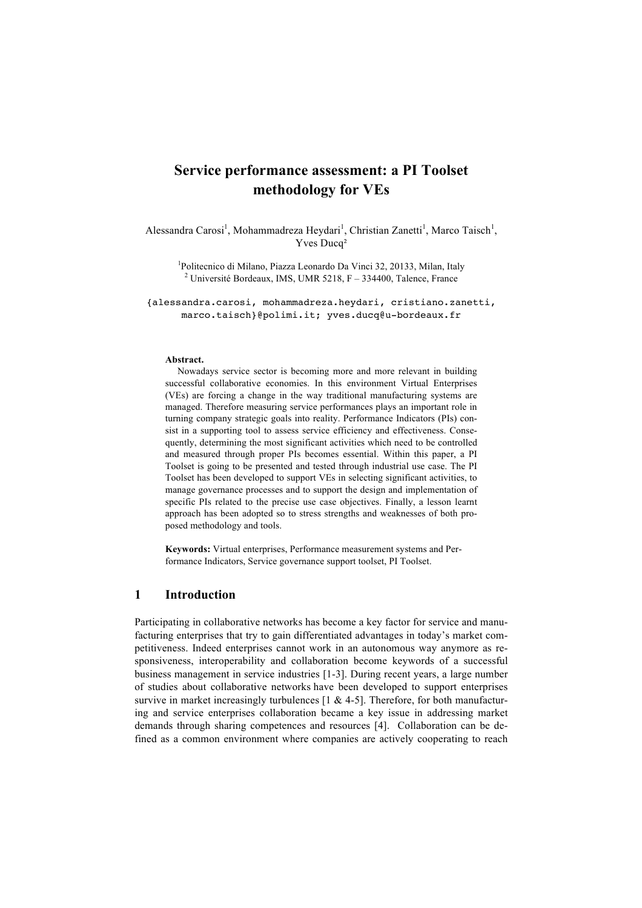# Service performance assessment: a PI Toolset methodology for VEs

Alessandra Carosi[1], Mohammadreza Heydari[1], Christian Zanetti[1], Marco Taisch[1], Yves Ducq[2]

[1]Politecnico di Milano, Piazza Leonardo Da Vinci 32, 20133, Milan, Italy
[2] Université Bordeaux, IMS, UMR 5218, F – 334400, Talence, France

{alessandra.carosi, mohammadreza.heydari, cristiano.zanetti, marco.taisch}@polimi.it; yves.ducq@u-bordeaux.fr

**Abstract.** Nowadays service sector is becoming more and more relevant in building successful collaborative economies. In this environment Virtual Enterprises (VEs) are forcing a change in the way traditional manufacturing systems are managed. Therefore measuring service performances plays an important role in turning company strategic goals into reality. Performance Indicators (PIs) consist in a supporting tool to assess service efficiency and effectiveness. Consequently, determining the most significant activities which need to be controlled and measured through proper PIs becomes essential. Within this paper, a PI Toolset is going to be presented and tested through industrial use case. The PI Toolset has been developed to support VEs in selecting significant activities, to manage governance processes and to support the design and implementation of specific PIs related to the precise use case objectives. Finally, a lesson learnt approach has been adopted so to stress strengths and weaknesses of both proposed methodology and tools.

**Keywords:** Virtual enterprises, Performance measurement systems and Performance Indicators, Service governance support toolset, PI Toolset.

## 1 Introduction

Participating in collaborative networks has become a key factor for service and manufacturing enterprises that try to gain differentiated advantages in today's market competitiveness. Indeed enterprises cannot work in an autonomous way anymore as responsiveness, interoperability and collaboration become keywords of a successful business management in service industries [1-3]. During recent years, a large number of studies about collaborative networks have been developed to support enterprises survive in market increasingly turbulences [1 & 4-5]. Therefore, for both manufacturing and service enterprises collaboration became a key issue in addressing market demands through sharing competences and resources [4]. Collaboration can be defined as a common environment where companies are actively cooperating to reach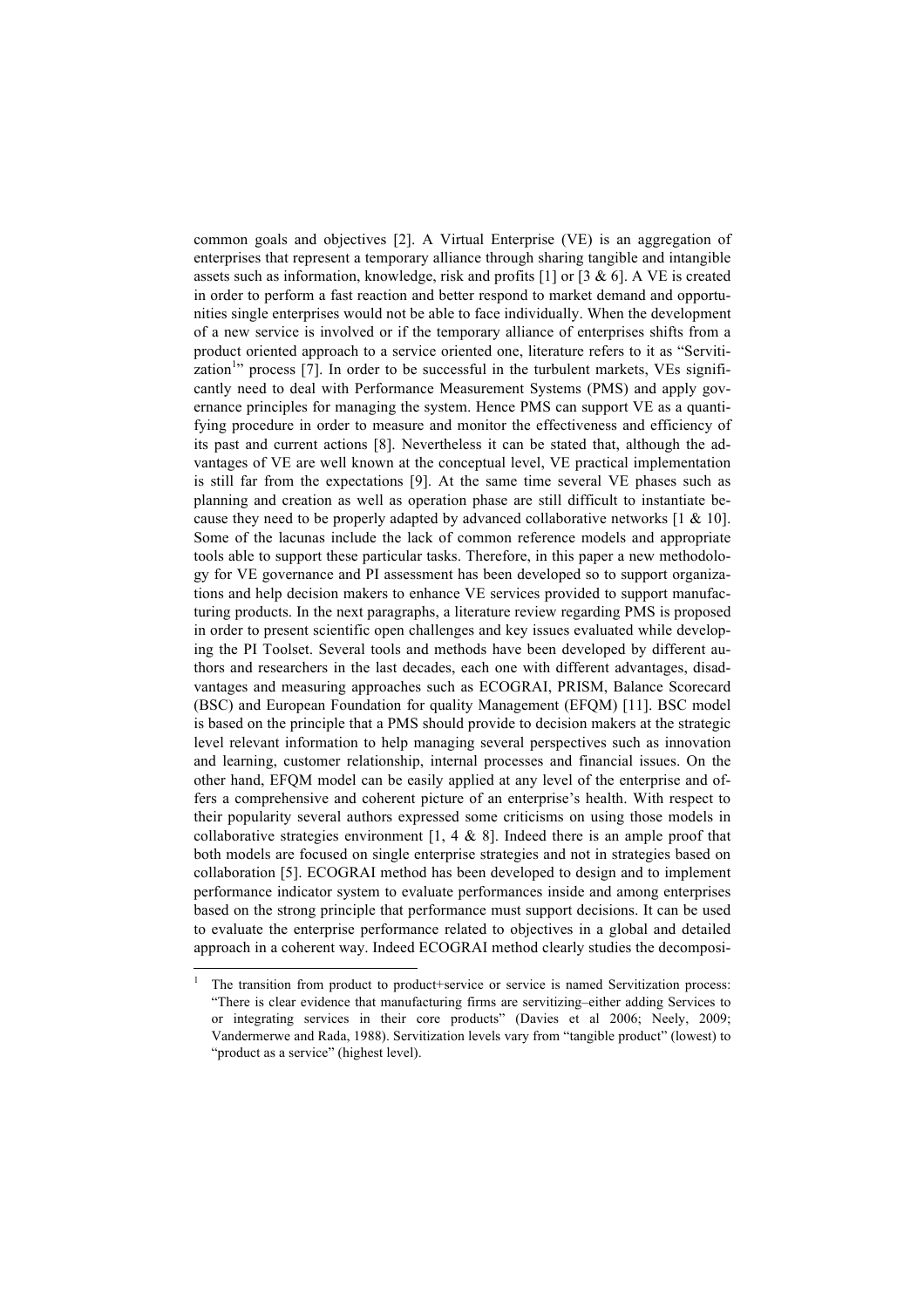common goals and objectives [2]. A Virtual Enterprise (VE) is an aggregation of enterprises that represent a temporary alliance through sharing tangible and intangible assets such as information, knowledge, risk and profits [1] or [3 & 6]. A VE is created in order to perform a fast reaction and better respond to market demand and opportunities single enterprises would not be able to face individually. When the development of a new service is involved or if the temporary alliance of enterprises shifts from a product oriented approach to a service oriented one, literature refers to it as "Servitization[1]" process [7]. In order to be successful in the turbulent markets, VEs significantly need to deal with Performance Measurement Systems (PMS) and apply governance principles for managing the system. Hence PMS can support VE as a quantifying procedure in order to measure and monitor the effectiveness and efficiency of its past and current actions [8]. Nevertheless it can be stated that, although the advantages of VE are well known at the conceptual level, VE practical implementation is still far from the expectations [9]. At the same time several VE phases such as planning and creation as well as operation phase are still difficult to instantiate because they need to be properly adapted by advanced collaborative networks [1 & 10]. Some of the lacunas include the lack of common reference models and appropriate tools able to support these particular tasks. Therefore, in this paper a new methodology for VE governance and PI assessment has been developed so to support organizations and help decision makers to enhance VE services provided to support manufacturing products. In the next paragraphs, a literature review regarding PMS is proposed in order to present scientific open challenges and key issues evaluated while developing the PI Toolset. Several tools and methods have been developed by different authors and researchers in the last decades, each one with different advantages, disadvantages and measuring approaches such as ECOGRAI, PRISM, Balance Scorecard (BSC) and European Foundation for quality Management (EFQM) [11]. BSC model is based on the principle that a PMS should provide to decision makers at the strategic level relevant information to help managing several perspectives such as innovation and learning, customer relationship, internal processes and financial issues. On the other hand, EFQM model can be easily applied at any level of the enterprise and offers a comprehensive and coherent picture of an enterprise's health. With respect to their popularity several authors expressed some criticisms on using those models in collaborative strategies environment [1, 4 & 8]. Indeed there is an ample proof that both models are focused on single enterprise strategies and not in strategies based on collaboration [5]. ECOGRAI method has been developed to design and to implement performance indicator system to evaluate performances inside and among enterprises based on the strong principle that performance must support decisions. It can be used to evaluate the enterprise performance related to objectives in a global and detailed approach in a coherent way. Indeed ECOGRAI method clearly studies the decomposi-

---

[1] The transition from product to product+service or service is named Servitization process: "There is clear evidence that manufacturing firms are servitizing–either adding Services to or integrating services in their core products" (Davies et al 2006; Neely, 2009; Vandermerwe and Rada, 1988). Servitization levels vary from "tangible product" (lowest) to "product as a service" (highest level).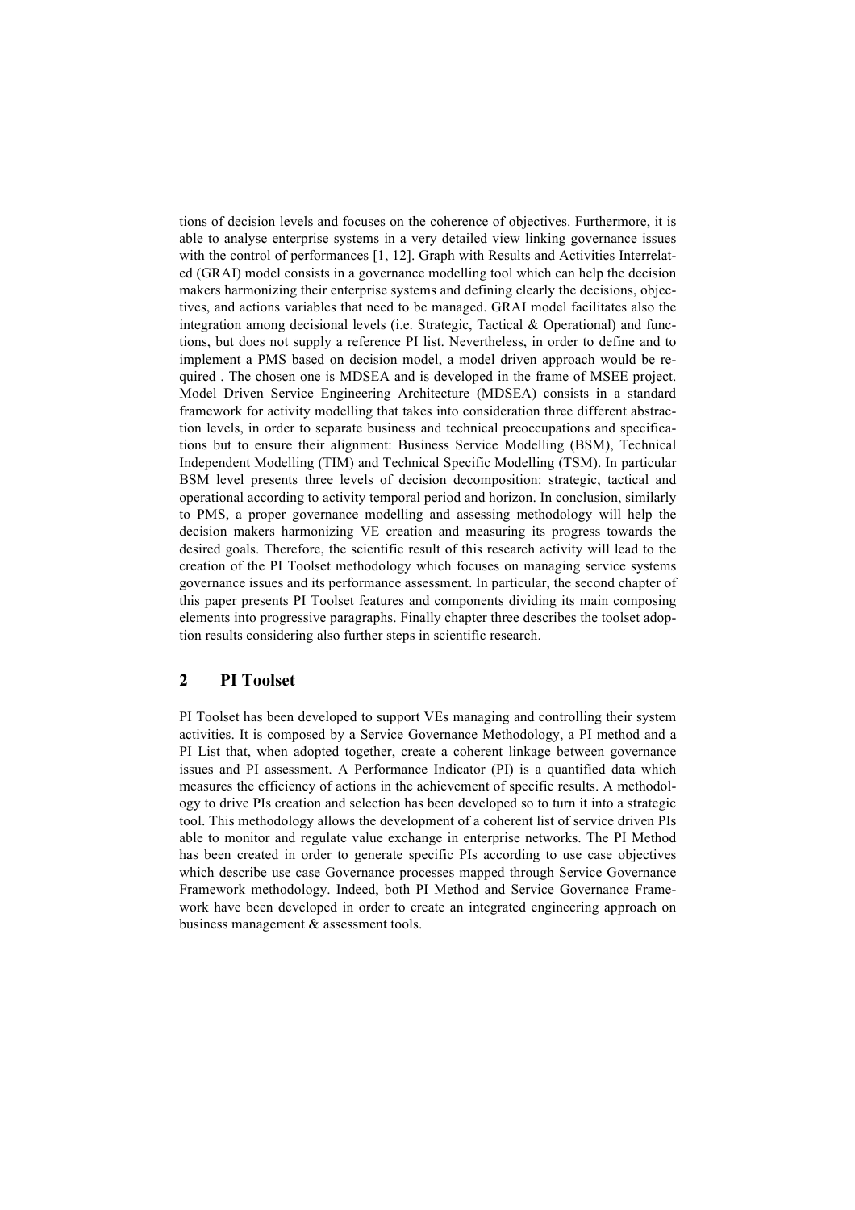tions of decision levels and focuses on the coherence of objectives. Furthermore, it is able to analyse enterprise systems in a very detailed view linking governance issues with the control of performances [1, 12]. Graph with Results and Activities Interrelated (GRAI) model consists in a governance modelling tool which can help the decision makers harmonizing their enterprise systems and defining clearly the decisions, objectives, and actions variables that need to be managed. GRAI model facilitates also the integration among decisional levels (i.e. Strategic, Tactical & Operational) and functions, but does not supply a reference PI list. Nevertheless, in order to define and to implement a PMS based on decision model, a model driven approach would be required . The chosen one is MDSEA and is developed in the frame of MSEE project. Model Driven Service Engineering Architecture (MDSEA) consists in a standard framework for activity modelling that takes into consideration three different abstraction levels, in order to separate business and technical preoccupations and specifications but to ensure their alignment: Business Service Modelling (BSM), Technical Independent Modelling (TIM) and Technical Specific Modelling (TSM). In particular BSM level presents three levels of decision decomposition: strategic, tactical and operational according to activity temporal period and horizon. In conclusion, similarly to PMS, a proper governance modelling and assessing methodology will help the decision makers harmonizing VE creation and measuring its progress towards the desired goals. Therefore, the scientific result of this research activity will lead to the creation of the PI Toolset methodology which focuses on managing service systems governance issues and its performance assessment. In particular, the second chapter of this paper presents PI Toolset features and components dividing its main composing elements into progressive paragraphs. Finally chapter three describes the toolset adoption results considering also further steps in scientific research.

## 2 PI Toolset

PI Toolset has been developed to support VEs managing and controlling their system activities. It is composed by a Service Governance Methodology, a PI method and a PI List that, when adopted together, create a coherent linkage between governance issues and PI assessment. A Performance Indicator (PI) is a quantified data which measures the efficiency of actions in the achievement of specific results. A methodology to drive PIs creation and selection has been developed so to turn it into a strategic tool. This methodology allows the development of a coherent list of service driven PIs able to monitor and regulate value exchange in enterprise networks. The PI Method has been created in order to generate specific PIs according to use case objectives which describe use case Governance processes mapped through Service Governance Framework methodology. Indeed, both PI Method and Service Governance Framework have been developed in order to create an integrated engineering approach on business management & assessment tools.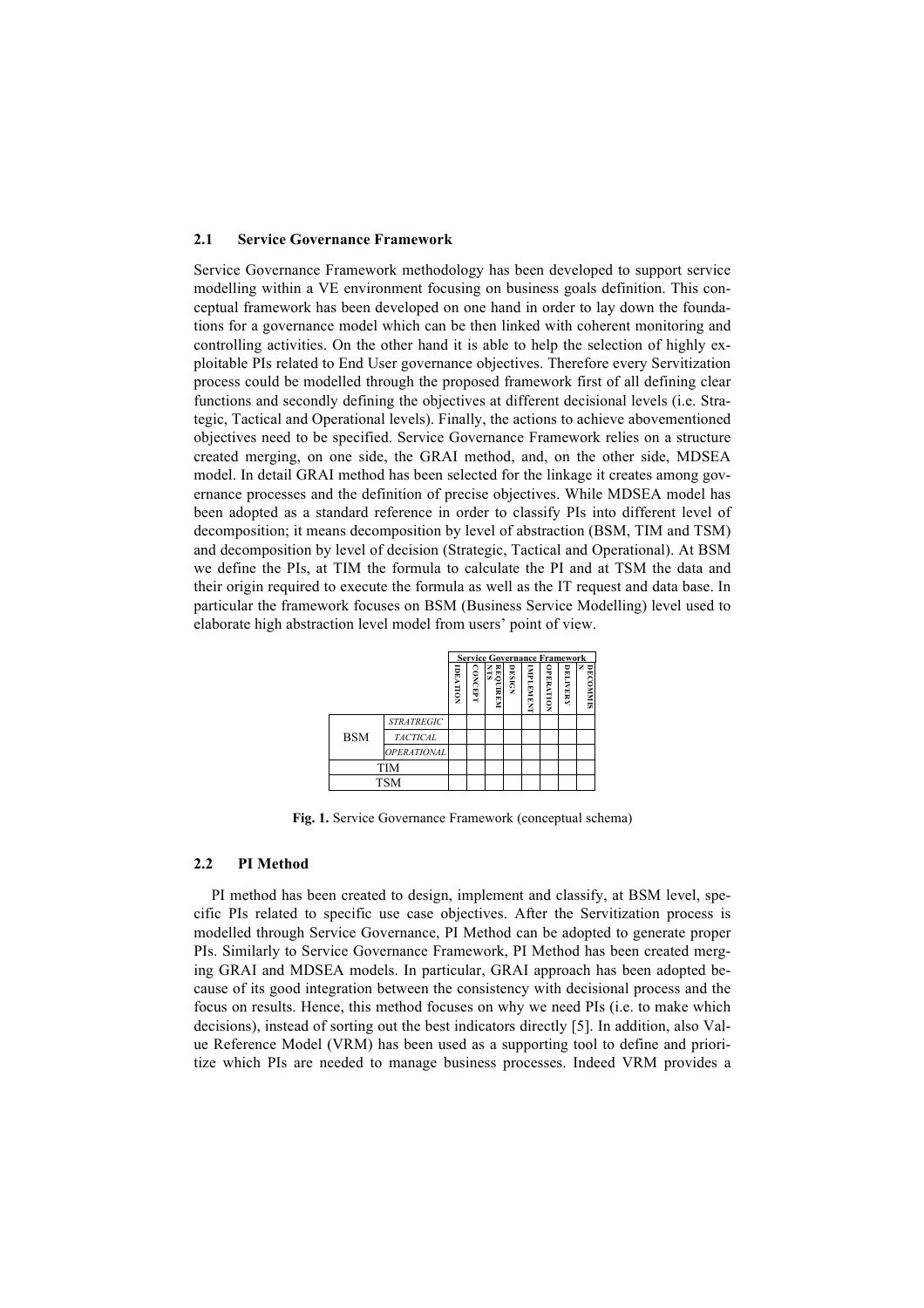### 2.1 Service Governance Framework

Service Governance Framework methodology has been developed to support service modelling within a VE environment focusing on business goals definition. This conceptual framework has been developed on one hand in order to lay down the foundations for a governance model which can be then linked with coherent monitoring and controlling activities. On the other hand it is able to help the selection of highly exploitable PIs related to End User governance objectives. Therefore every Servitization process could be modelled through the proposed framework first of all defining clear functions and secondly defining the objectives at different decisional levels (i.e. Strategic, Tactical and Operational levels). Finally, the actions to achieve abovementioned objectives need to be specified. Service Governance Framework relies on a structure created merging, on one side, the GRAI method, and, on the other side, MDSEA model. In detail GRAI method has been selected for the linkage it creates among governance processes and the definition of precise objectives. While MDSEA model has been adopted as a standard reference in order to classify PIs into different level of decomposition; it means decomposition by level of abstraction (BSM, TIM and TSM) and decomposition by level of decision (Strategic, Tactical and Operational). At BSM we define the PIs, at TIM the formula to calculate the PI and at TSM the data and their origin required to execute the formula as well as the IT request and data base. In particular the framework focuses on BSM (Business Service Modelling) level used to elaborate high abstraction level model from users' point of view.

| | | Service Governance Framework | | | | | | | |
|---|---|---|---|---|---|---|---|---|---|
| | | IDEATION | CONCEPT | REQUIREMENTS | DESIGN | IMPLEMENT | OPERATION | DELIVERY | DECOMMISSION |
| BSM | *STRATREGIC* | | | | | | | | |
| | *TACTICAL* | | | | | | | | |
| | *OPERATIONAL* | | | | | | | | |
| TIM | | | | | | | | | |
| TSM | | | | | | | | | |

**Fig. 1.** Service Governance Framework (conceptual schema)

### 2.2 PI Method

PI method has been created to design, implement and classify, at BSM level, specific PIs related to specific use case objectives. After the Servitization process is modelled through Service Governance, PI Method can be adopted to generate proper PIs. Similarly to Service Governance Framework, PI Method has been created merging GRAI and MDSEA models. In particular, GRAI approach has been adopted because of its good integration between the consistency with decisional process and the focus on results. Hence, this method focuses on why we need PIs (i.e. to make which decisions), instead of sorting out the best indicators directly [5]. In addition, also Value Reference Model (VRM) has been used as a supporting tool to define and prioritize which PIs are needed to manage business processes. Indeed VRM provides a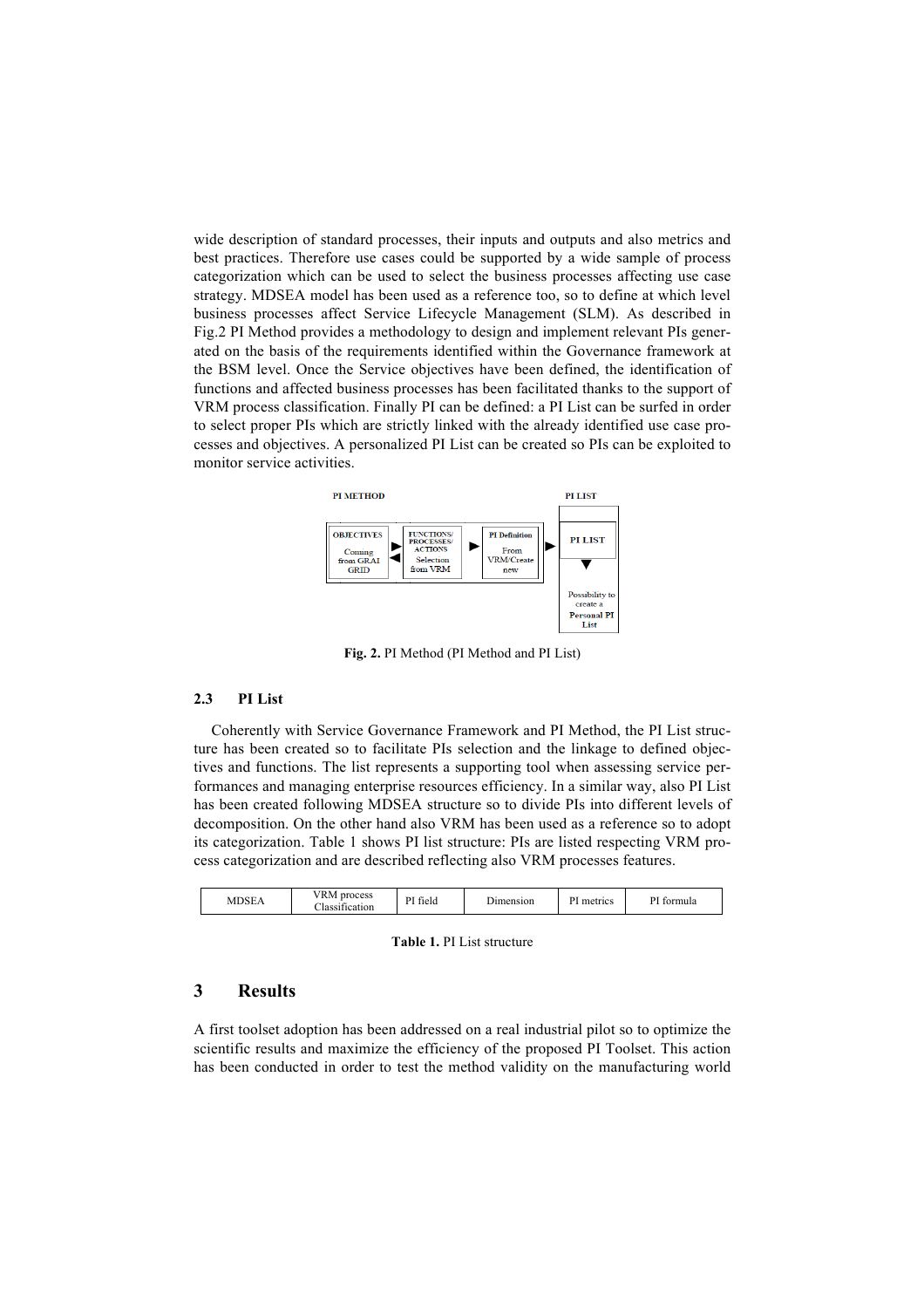wide description of standard processes, their inputs and outputs and also metrics and best practices. Therefore use cases could be supported by a wide sample of process categorization which can be used to select the business processes affecting use case strategy. MDSEA model has been used as a reference too, so to define at which level business processes affect Service Lifecycle Management (SLM). As described in Fig.2 PI Method provides a methodology to design and implement relevant PIs generated on the basis of the requirements identified within the Governance framework at the BSM level. Once the Service objectives have been defined, the identification of functions and affected business processes has been facilitated thanks to the support of VRM process classification. Finally PI can be defined: a PI List can be surfed in order to select proper PIs which are strictly linked with the already identified use case processes and objectives. A personalized PI List can be created so PIs can be exploited to monitor service activities.

PI METHOD

OBJECTIVES — Coming from GRAI GRID

FUNCTIONS/ PROCESSES/ ACTIONS — Selection from VRM

PI Definition — From VRM/Create new

PI LIST

PI LIST — Possibility to create a Personal PI List

**Fig. 2.** PI Method (PI Method and PI List)

### 2.3 PI List

Coherently with Service Governance Framework and PI Method, the PI List structure has been created so to facilitate PIs selection and the linkage to defined objectives and functions. The list represents a supporting tool when assessing service performances and managing enterprise resources efficiency. In a similar way, also PI List has been created following MDSEA structure so to divide PIs into different levels of decomposition. On the other hand also VRM has been used as a reference so to adopt its categorization. Table 1 shows PI list structure: PIs are listed respecting VRM process categorization and are described reflecting also VRM processes features.

| MDSEA | VRM process Classification | PI field | Dimension | PI metrics | PI formula |
|---|---|---|---|---|---|

**Table 1.** PI List structure

## 3 Results

A first toolset adoption has been addressed on a real industrial pilot so to optimize the scientific results and maximize the efficiency of the proposed PI Toolset. This action has been conducted in order to test the method validity on the manufacturing world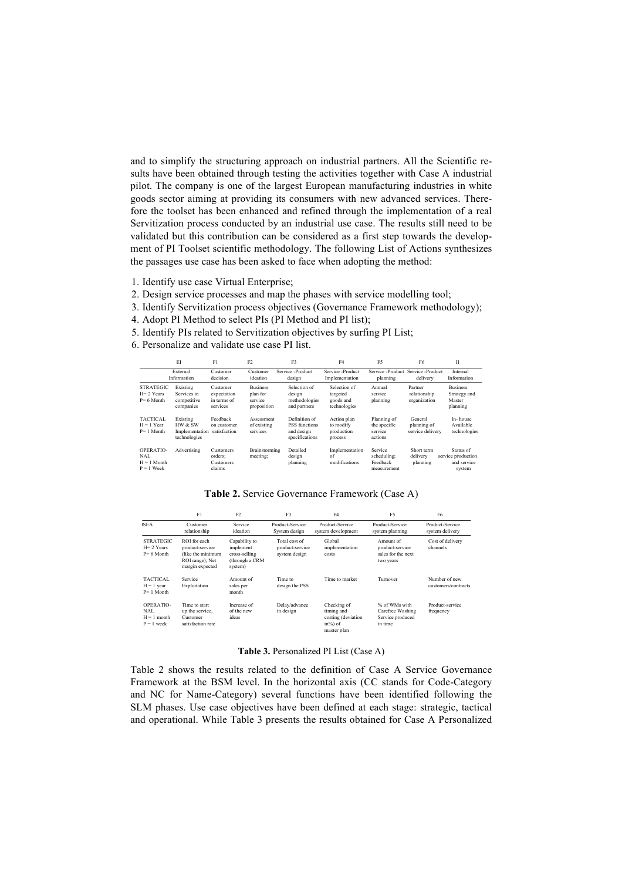and to simplify the structuring approach on industrial partners. All the Scientific results have been obtained through testing the activities together with Case A industrial pilot. The company is one of the largest European manufacturing industries in white goods sector aiming at providing its consumers with new advanced services. Therefore the toolset has been enhanced and refined through the implementation of a real Servitization process conducted by an industrial use case. The results still need to be validated but this contribution can be considered as a first step towards the development of PI Toolset scientific methodology. The following List of Actions synthesizes the passages use case has been asked to face when adopting the method:

1. Identify use case Virtual Enterprise;
2. Design service processes and map the phases with service modelling tool;
3. Identify Servitization process objectives (Governance Framework methodology);
4. Adopt PI Method to select PIs (PI Method and PI list);
5. Identify PIs related to Servitization objectives by surfing PI List;
6. Personalize and validate use case PI list.

| | EI | F1 | F2 | F3 | F4 | F5 | F6 | II |
|---|---|---|---|---|---|---|---|---|
| | External Information | Customer decision | Customer ideation | Service -Product design | Service -Product Implementation | Service -Product planning | Service -Product delivery | Internal Information |
| STRATEGIC H= 2 Years P= 6 Month | Existing Services in competitive companies | Customer expectation in terms of services | Business plan for service proposition | Selection of design methodologies and partners | Selection of targeted goods and technologies | Annual service planning | Partner relationship organization | Business Strategy and Master planning |
| TACTICAL H = 1 Year P= 1 Month | Existing HW & SW Implementation technologies | Feedback on customer satisfaction | Assessment of existing services | Definition of PSS functions and design specifications | Action plan to modify production process | Planning of the specific service actions | General planning of service delivery | In- house Available technologies |
| OPERATIONAL H = 1 Month P = 1 Week | Advertising | Customers orders; Customers claims | Brainstorming meeting; | Detailed design planning | Implementation of modifications | Service scheduling; Feedback measurement | Short term delivery planning | Status of service production and service system |

**Table 2.** Service Governance Framework (Case A)

| | F1 | F2 | F3 | F4 | F5 | F6 |
|---|---|---|---|---|---|---|
| PSEA | Customer relationship | Service ideation | Product-Service System design | Product-Service system development | Product-Service system planning | Product-Service system delivery |
| STRATEGIC H= 2 Years P= 6 Month | ROI for each product-service (like the minimum ROI range); Net margin expected | Capability to implement cross-selling (through a CRM system) | Total cost of product-service system design | Global implementation costs | Amount of product-service sales for the next two years | Cost of delivery channels |
| TACTICAL H = 1 year P= 1 Month | Service Exploitation | Amount of sales per month | Time to design the PSS | Time to market | Turnover | Number of new customers/contracts |
| OPERATIONAL H = 1 month P = 1 week | Time to start up the service, Customer satisfaction rate | Increase of of the new ideas | Delay/advance in design | Checking of timing and costing (deviation in%) of master plan | % of WMs with Carefree Washing Service produced in time | Product-service frequency |

**Table 3.** Personalized PI List (Case A)

Table 2 shows the results related to the definition of Case A Service Governance Framework at the BSM level. In the horizontal axis (CC stands for Code-Category and NC for Name-Category) several functions have been identified following the SLM phases. Use case objectives have been defined at each stage: strategic, tactical and operational. While Table 3 presents the results obtained for Case A Personalized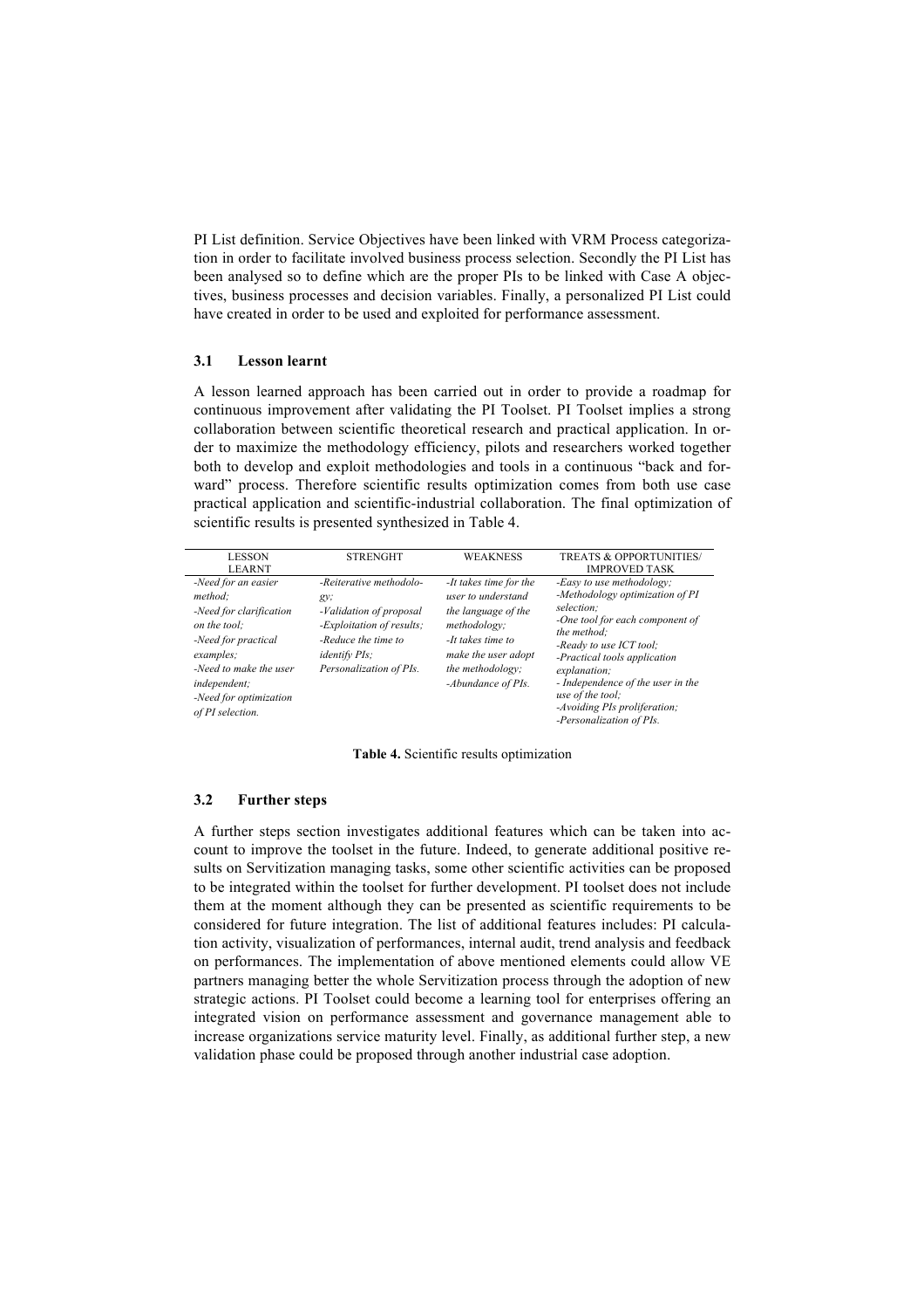PI List definition. Service Objectives have been linked with VRM Process categorization in order to facilitate involved business process selection. Secondly the PI List has been analysed so to define which are the proper PIs to be linked with Case A objectives, business processes and decision variables. Finally, a personalized PI List could have created in order to be used and exploited for performance assessment.

### 3.1 Lesson learnt

A lesson learned approach has been carried out in order to provide a roadmap for continuous improvement after validating the PI Toolset. PI Toolset implies a strong collaboration between scientific theoretical research and practical application. In order to maximize the methodology efficiency, pilots and researchers worked together both to develop and exploit methodologies and tools in a continuous "back and forward" process. Therefore scientific results optimization comes from both use case practical application and scientific-industrial collaboration. The final optimization of scientific results is presented synthesized in Table 4.

| LESSON LEARNT | STRENGHT | WEAKNESS | TREATS & OPPORTUNITIES/ IMPROVED TASK |
|---|---|---|---|
| *-Need for an easier method;*<br>*-Need for clarification on the tool;*<br>*-Need for practical examples;*<br>*-Need to make the user independent;*<br>*-Need for optimization of PI selection.* | *-Reiterative methodology;*<br>*-Validation of proposal*<br>*-Exploitation of results;*<br>*-Reduce the time to identify PIs;*<br>*Personalization of PIs.* | *-It takes time for the user to understand the language of the methodology;*<br>*-It takes time to make the user adopt the methodology;*<br>*-Abundance of PIs.* | *-Easy to use methodology;*<br>*-Methodology optimization of PI selection;*<br>*-One tool for each component of the method;*<br>*-Ready to use ICT tool;*<br>*-Practical tools application explanation;*<br>*- Independence of the user in the use of the tool;*<br>*-Avoiding PIs proliferation;*<br>*-Personalization of PIs.* |

**Table 4.** Scientific results optimization

### 3.2 Further steps

A further steps section investigates additional features which can be taken into account to improve the toolset in the future. Indeed, to generate additional positive results on Servitization managing tasks, some other scientific activities can be proposed to be integrated within the toolset for further development. PI toolset does not include them at the moment although they can be presented as scientific requirements to be considered for future integration. The list of additional features includes: PI calculation activity, visualization of performances, internal audit, trend analysis and feedback on performances. The implementation of above mentioned elements could allow VE partners managing better the whole Servitization process through the adoption of new strategic actions. PI Toolset could become a learning tool for enterprises offering an integrated vision on performance assessment and governance management able to increase organizations service maturity level. Finally, as additional further step, a new validation phase could be proposed through another industrial case adoption.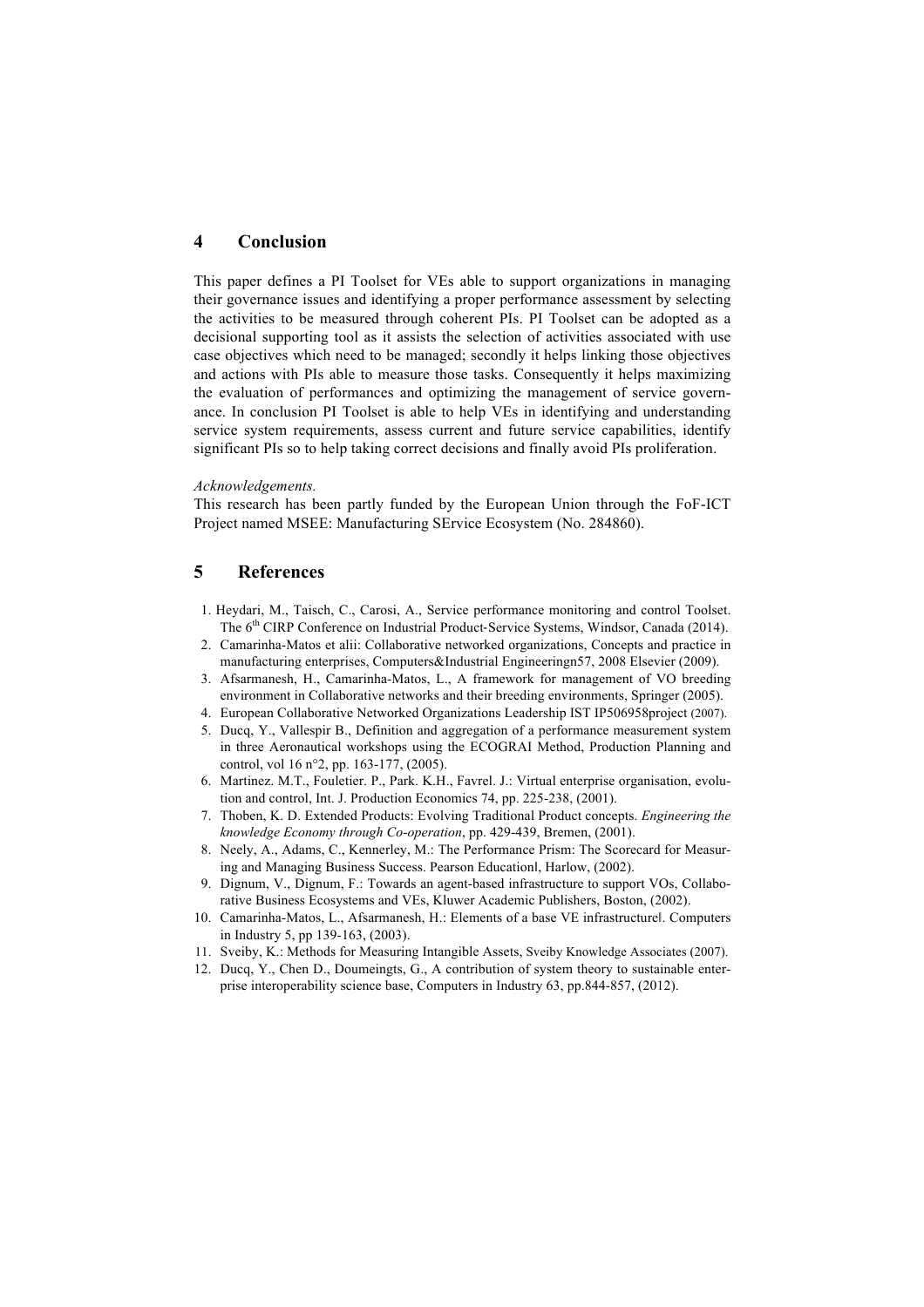## 4 Conclusion

This paper defines a PI Toolset for VEs able to support organizations in managing their governance issues and identifying a proper performance assessment by selecting the activities to be measured through coherent PIs. PI Toolset can be adopted as a decisional supporting tool as it assists the selection of activities associated with use case objectives which need to be managed; secondly it helps linking those objectives and actions with PIs able to measure those tasks. Consequently it helps maximizing the evaluation of performances and optimizing the management of service governance. In conclusion PI Toolset is able to help VEs in identifying and understanding service system requirements, assess current and future service capabilities, identify significant PIs so to help taking correct decisions and finally avoid PIs proliferation.

*Acknowledgements.*
This research has been partly funded by the European Union through the FoF-ICT Project named MSEE: Manufacturing SErvice Ecosystem (No. 284860).

## 5 References

1. Heydari, M., Taisch, C., Carosi, A., Service performance monitoring and control Toolset. The 6th CIRP Conference on Industrial Product-Service Systems, Windsor, Canada (2014).
2. Camarinha-Matos et alii: Collaborative networked organizations, Concepts and practice in manufacturing enterprises, Computers&Industrial Engineeringn57, 2008 Elsevier (2009).
3. Afsarmanesh, H., Camarinha-Matos, L., A framework for management of VO breeding environment in Collaborative networks and their breeding environments, Springer (2005).
4. European Collaborative Networked Organizations Leadership IST IP506958project (2007).
5. Ducq, Y., Vallespir B., Definition and aggregation of a performance measurement system in three Aeronautical workshops using the ECOGRAI Method, Production Planning and control, vol 16 n°2, pp. 163-177, (2005).
6. Martinez. M.T., Fouletier. P., Park. K.H., Favrel. J.: Virtual enterprise organisation, evolution and control, Int. J. Production Economics 74, pp. 225-238, (2001).
7. Thoben, K. D. Extended Products: Evolving Traditional Product concepts. *Engineering the knowledge Economy through Co-operation*, pp. 429-439, Bremen, (2001).
8. Neely, A., Adams, C., Kennerley, M.: The Performance Prism: The Scorecard for Measuring and Managing Business Success. Pearson Educationl, Harlow, (2002).
9. Dignum, V., Dignum, F.: Towards an agent-based infrastructure to support VOs, Collaborative Business Ecosystems and VEs, Kluwer Academic Publishers, Boston, (2002).
10. Camarinha-Matos, L., Afsarmanesh, H.: Elements of a base VE infrastructurel. Computers in Industry 5, pp 139-163, (2003).
11. Sveiby, K.: Methods for Measuring Intangible Assets, Sveiby Knowledge Associates (2007).
12. Ducq, Y., Chen D., Doumeingts, G., A contribution of system theory to sustainable enterprise interoperability science base, Computers in Industry 63, pp.844-857, (2012).